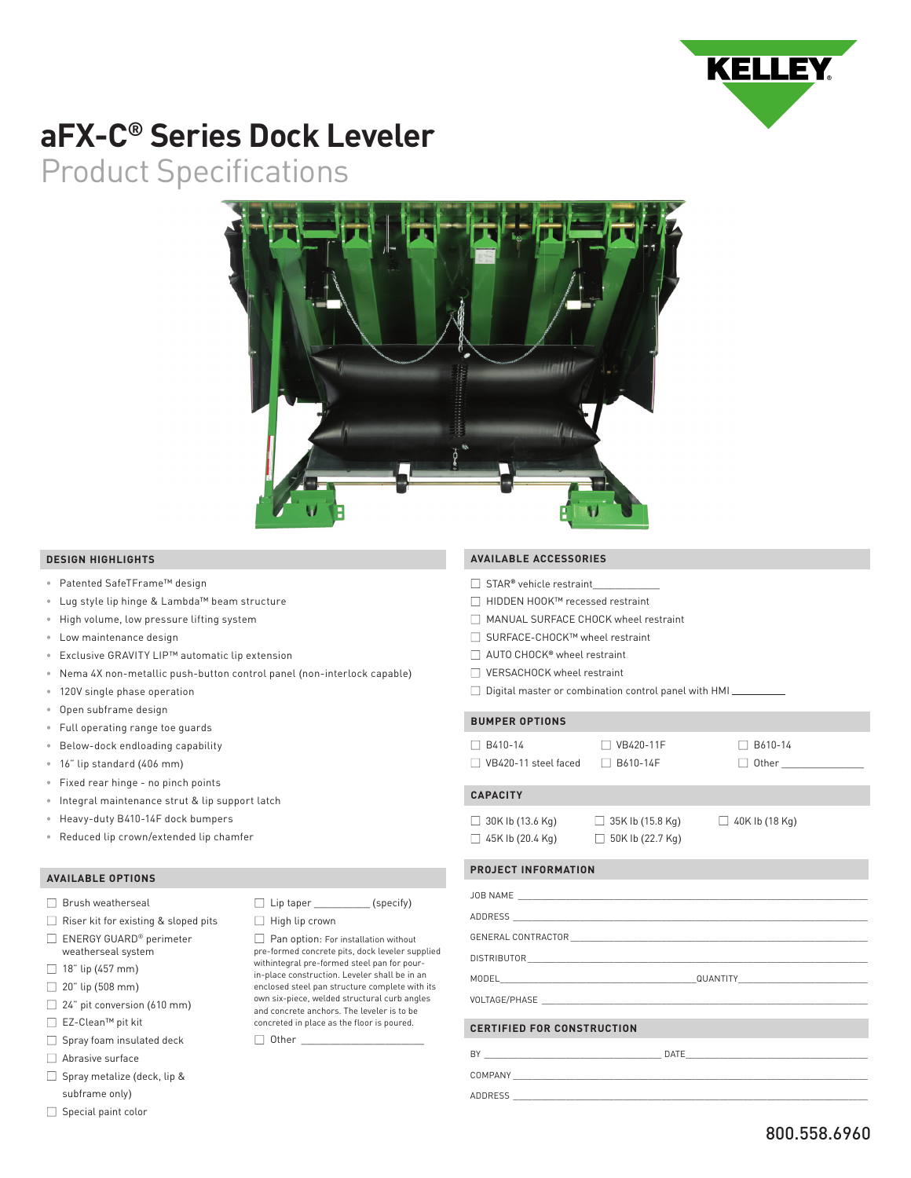KELLEY

# aFX-C® Series Dock Leveler

## Product Specifications

### DESIGN HIGHLIGHTS

- Patented SafeTFrame™ design
- Lug style lip hinge & Lambda™ beam structure
- High volume, low pressure lifting system
- Low maintenance design
- Exclusive GRAVITY LIP™ automatic lip extension
- Nema 4X non-metallic push-button control panel (non-interlock capable)
- 120V single phase operation
- Open subframe design
- Full operating range toe guards
- Below-dock endloading capability
- 16" lip standard (406 mm)
- Fixed rear hinge - no pinch points
- Integral maintenance strut & lip support latch
- Heavy-duty B410-14F dock bumpers
- Reduced lip crown/extended lip chamfer

### AVAILABLE OPTIONS

- ☐ Brush weatherseal
- ☐ Riser kit for existing & sloped pits
- ☐ ENERGY GUARD® perimeter weatherseal system
- ☐ 18" lip (457 mm)
- ☐ 20" lip (508 mm)
- ☐ 24" pit conversion (610 mm)
- ☐ EZ-Clean™ pit kit
- ☐ Spray foam insulated deck
- ☐ Abrasive surface
- ☐ Spray metalize (deck, lip & subframe only)
- ☐ Special paint color
- ☐ Lip taper __________ (specify)
- ☐ High lip crown
- ☐ Pan option: For installation without pre-formed concrete pits, dock leveler supplied withintegral pre-formed steel pan for pour-in-place construction. Leveler shall be in an enclosed steel pan structure complete with its own six-piece, welded structural curb angles and concrete anchors. The leveler is to be concreted in place as the floor is poured.
- ☐ Other ____________________

### AVAILABLE ACCESSORIES

- ☐ STAR® vehicle restraint____________
- ☐ HIDDEN HOOK™ recessed restraint
- ☐ MANUAL SURFACE CHOCK wheel restraint
- ☐ SURFACE-CHOCK™ wheel restraint
- ☐ AUTO CHOCK® wheel restraint
- ☐ VERSACHOCK wheel restraint
- ☐ Digital master or combination control panel with HMI ____________

### BUMPER OPTIONS

- ☐ B410-14
- ☐ VB420-11F
- ☐ B610-14
- ☐ VB420-11 steel faced
- ☐ B610-14F
- ☐ Other ______________

### CAPACITY

- ☐ 30K lb (13.6 Kg)
- ☐ 35K lb (15.8 Kg)
- ☐ 40K lb (18 Kg)
- ☐ 45K lb (20.4 Kg)
- ☐ 50K lb (22.7 Kg)

### PROJECT INFORMATION

JOB NAME ______________________________

ADDRESS ______________________________

GENERAL CONTRACTOR ______________________________

DISTRIBUTOR ______________________________

MODEL ______________________________ QUANTITY ______________________________

VOLTAGE/PHASE ______________________________

### CERTIFIED FOR CONSTRUCTION

BY ______________________________ DATE ______________________________

COMPANY ______________________________

ADDRESS ______________________________

800.558.6960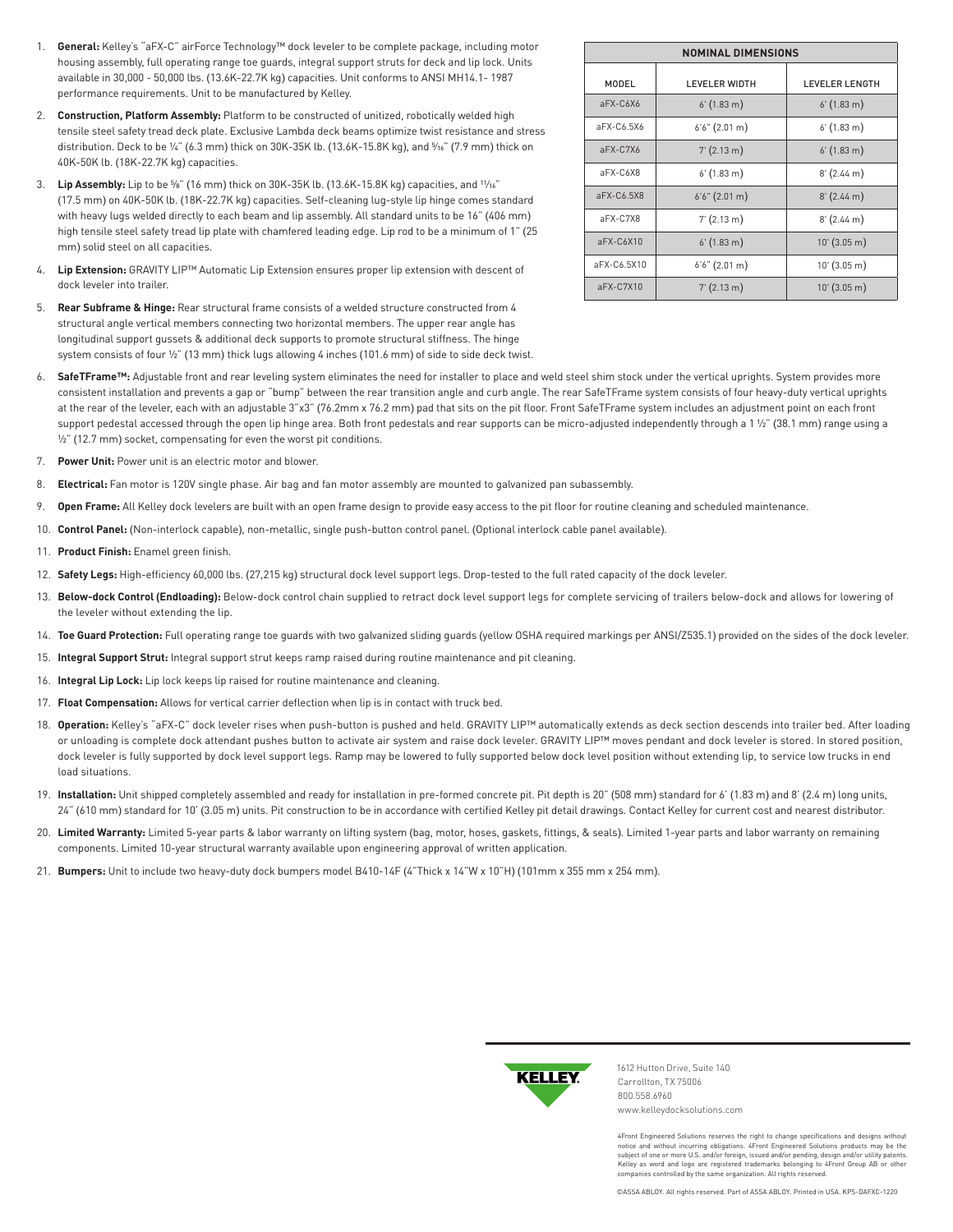1. **General:** Kelley's "aFX-C" airForce Technology™ dock leveler to be complete package, including motor housing assembly, full operating range toe guards, integral support struts for deck and lip lock. Units available in 30,000 - 50,000 lbs. (13.6K-22.7K kg) capacities. Unit conforms to ANSI MH14.1- 1987 performance requirements. Unit to be manufactured by Kelley.
2. **Construction, Platform Assembly:** Platform to be constructed of unitized, robotically welded high tensile steel safety tread deck plate. Exclusive Lambda deck beams optimize twist resistance and stress distribution. Deck to be ¼" (6.3 mm) thick on 30K-35K lb. (13.6K-15.8K kg), and ⁵⁄₁₆" (7.9 mm) thick on 40K-50K lb. (18K-22.7K kg) capacities.
3. **Lip Assembly:** Lip to be ⅝" (16 mm) thick on 30K-35K lb. (13.6K-15.8K kg) capacities, and ¹¹⁄₁₆" (17.5 mm) on 40K-50K lb. (18K-22.7K kg) capacities. Self-cleaning lug-style lip hinge comes standard with heavy lugs welded directly to each beam and lip assembly. All standard units to be 16" (406 mm) high tensile steel safety tread lip plate with chamfered leading edge. Lip rod to be a minimum of 1" (25 mm) solid steel on all capacities.
4. **Lip Extension:** GRAVITY LIP™ Automatic Lip Extension ensures proper lip extension with descent of dock leveler into trailer.
5. **Rear Subframe & Hinge:** Rear structural frame consists of a welded structure constructed from 4 structural angle vertical members connecting two horizontal members. The upper rear angle has longitudinal support gussets & additional deck supports to promote structural stiffness. The hinge system consists of four ½" (13 mm) thick lugs allowing 4 inches (101.6 mm) of side to side deck twist.
6. **SafeTFrame™:** Adjustable front and rear leveling system eliminates the need for installer to place and weld steel shim stock under the vertical uprights. System provides more consistent installation and prevents a gap or "bump" between the rear transition angle and curb angle. The rear SafeTFrame system consists of four heavy-duty vertical uprights at the rear of the leveler, each with an adjustable 3"x3" (76.2mm x 76.2 mm) pad that sits on the pit floor. Front SafeTFrame system includes an adjustment point on each front support pedestal accessed through the open lip hinge area. Both front pedestals and rear supports can be micro-adjusted independently through a 1 ½" (38.1 mm) range using a ½" (12.7 mm) socket, compensating for even the worst pit conditions.
7. **Power Unit:** Power unit is an electric motor and blower.
8. **Electrical:** Fan motor is 120V single phase. Air bag and fan motor assembly are mounted to galvanized pan subassembly.
9. **Open Frame:** All Kelley dock levelers are built with an open frame design to provide easy access to the pit floor for routine cleaning and scheduled maintenance.
10. **Control Panel:** (Non-interlock capable), non-metallic, single push-button control panel. (Optional interlock cable panel available).
11. **Product Finish:** Enamel green finish.
12. **Safety Legs:** High-efficiency 60,000 lbs. (27,215 kg) structural dock level support legs. Drop-tested to the full rated capacity of the dock leveler.
13. **Below-dock Control (Endloading):** Below-dock control chain supplied to retract dock level support legs for complete servicing of trailers below-dock and allows for lowering of the leveler without extending the lip.
14. **Toe Guard Protection:** Full operating range toe guards with two galvanized sliding guards (yellow OSHA required markings per ANSI/Z535.1) provided on the sides of the dock leveler.
15. **Integral Support Strut:** Integral support strut keeps ramp raised during routine maintenance and pit cleaning.
16. **Integral Lip Lock:** Lip lock keeps lip raised for routine maintenance and cleaning.
17. **Float Compensation:** Allows for vertical carrier deflection when lip is in contact with truck bed.
18. **Operation:** Kelley's "aFX-C" dock leveler rises when push-button is pushed and held. GRAVITY LIP™ automatically extends as deck section descends into trailer bed. After loading or unloading is complete dock attendant pushes button to activate air system and raise dock leveler. GRAVITY LIP™ moves pendant and dock leveler is stored. In stored position, dock leveler is fully supported by dock level support legs. Ramp may be lowered to fully supported below dock level position without extending lip, to service low trucks in end load situations.
19. **Installation:** Unit shipped completely assembled and ready for installation in pre-formed concrete pit. Pit depth is 20" (508 mm) standard for 6' (1.83 m) and 8' (2.4 m) long units, 24" (610 mm) standard for 10' (3.05 m) units. Pit construction to be in accordance with certified Kelley pit detail drawings. Contact Kelley for current cost and nearest distributor.
20. **Limited Warranty:** Limited 5-year parts & labor warranty on lifting system (bag, motor, hoses, gaskets, fittings, & seals). Limited 1-year parts and labor warranty on remaining components. Limited 10-year structural warranty available upon engineering approval of written application.
21. **Bumpers:** Unit to include two heavy-duty dock bumpers model B410-14F (4"Thick x 14"W x 10"H) (101mm x 355 mm x 254 mm).

| NOMINAL DIMENSIONS | | |
|---|---|---|
| MODEL | LEVELER WIDTH | LEVELER LENGTH |
| aFX-C6X6 | 6' (1.83 m) | 6' (1.83 m) |
| aFX-C6.5X6 | 6'6" (2.01 m) | 6' (1.83 m) |
| aFX-C7X6 | 7' (2.13 m) | 6' (1.83 m) |
| aFX-C6X8 | 6' (1.83 m) | 8' (2.44 m) |
| aFX-C6.5X8 | 6'6" (2.01 m) | 8' (2.44 m) |
| aFX-C7X8 | 7' (2.13 m) | 8' (2.44 m) |
| aFX-C6X10 | 6' (1.83 m) | 10' (3.05 m) |
| aFX-C6.5X10 | 6'6" (2.01 m) | 10' (3.05 m) |
| aFX-C7X10 | 7' (2.13 m) | 10' (3.05 m) |

KELLEY

1612 Hutton Drive, Suite 140
Carrollton, TX 75006
800.558.6960
www.kelleydocksolutions.com

4Front Engineered Solutions reserves the right to change specifications and designs without notice and without incurring obligations. 4Front Engineered Solutions products may be the subject of one or more U.S. and/or foreign, issued and/or pending, design and/or utility patents. Kelley as word and logo are registered trademarks belonging to 4Front Group AB or other companies controlled by the same organization. All rights reserved.

©ASSA ABLOY. All rights reserved. Part of ASSA ABLOY. Printed in USA. KPS-DAFXC-1220